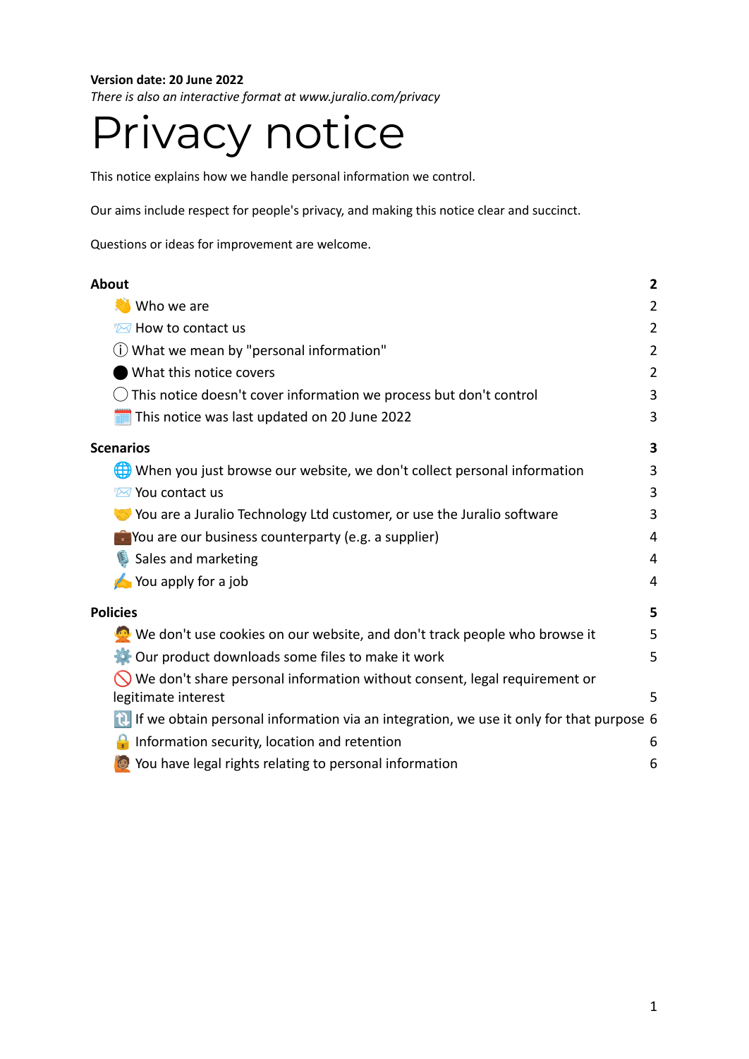**Version date: 20 June 2022**

*There is also an interactive format at www.juralio.com/privacy*

# Privacy notice

This notice explains how we handle personal information we control.

Our aims include respect for people's privacy, and making this notice clear and succinct.

Questions or ideas for improvement are welcome.

| | |
|---|---|
| **About** | **2** |
| 👋 Who we are | 2 |
| 📨 How to contact us | 2 |
| ⓘ What we mean by "personal information" | 2 |
| ⚫ What this notice covers | 2 |
| ◯ This notice doesn't cover information we process but don't control | 3 |
| 🗓️ This notice was last updated on 20 June 2022 | 3 |
| **Scenarios** | **3** |
| 🌐 When you just browse our website, we don't collect personal information | 3 |
| 📨 You contact us | 3 |
| 🤝 You are a Juralio Technology Ltd customer, or use the Juralio software | 3 |
| 💼 You are our business counterparty (e.g. a supplier) | 4 |
| 🎙️ Sales and marketing | 4 |
| ✍️ You apply for a job | 4 |
| **Policies** | **5** |
| 🙅 We don't use cookies on our website, and don't track people who browse it | 5 |
| ⚙️ Our product downloads some files to make it work | 5 |
| 🚫 We don't share personal information without consent, legal requirement or legitimate interest | 5 |
| 🔃 If we obtain personal information via an integration, we use it only for that purpose | 6 |
| 🔒 Information security, location and retention | 6 |
| 🙋 You have legal rights relating to personal information | 6 |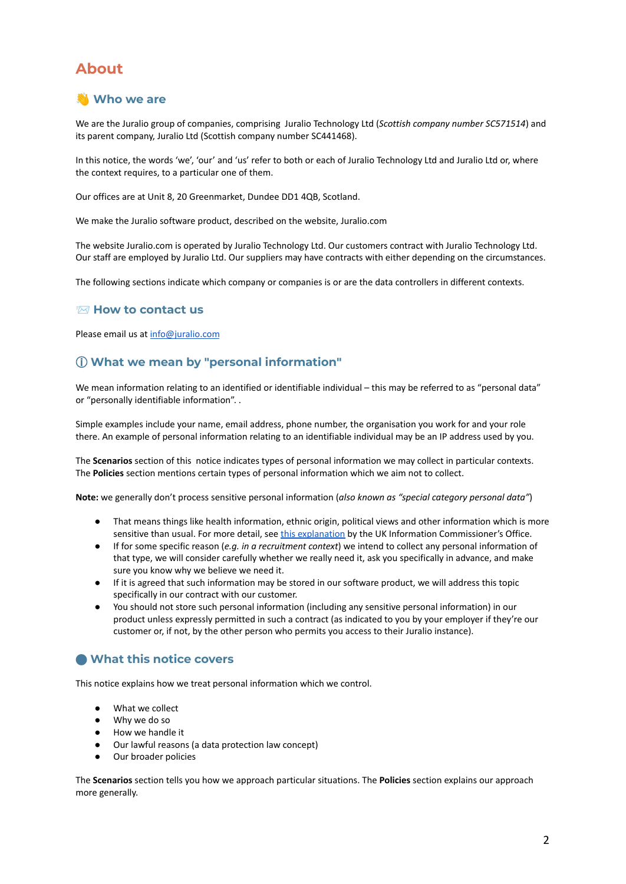# About

## 👋 Who we are

We are the Juralio group of companies, comprising Juralio Technology Ltd (*Scottish company number SC571514*) and its parent company, Juralio Ltd (Scottish company number SC441468).

In this notice, the words 'we', 'our' and 'us' refer to both or each of Juralio Technology Ltd and Juralio Ltd or, where the context requires, to a particular one of them.

Our offices are at Unit 8, 20 Greenmarket, Dundee DD1 4QB, Scotland.

We make the Juralio software product, described on the website, Juralio.com

The website Juralio.com is operated by Juralio Technology Ltd. Our customers contract with Juralio Technology Ltd. Our staff are employed by Juralio Ltd. Our suppliers may have contracts with either depending on the circumstances.

The following sections indicate which company or companies is or are the data controllers in different contexts.

## 📨 How to contact us

Please email us at [info@juralio.com](mailto:info@juralio.com)

## ⓘ What we mean by "personal information"

We mean information relating to an identified or identifiable individual – this may be referred to as "personal data" or "personally identifiable information". .

Simple examples include your name, email address, phone number, the organisation you work for and your role there. An example of personal information relating to an identifiable individual may be an IP address used by you.

The **Scenarios** section of this notice indicates types of personal information we may collect in particular contexts. The **Policies** section mentions certain types of personal information which we aim not to collect.

**Note:** we generally don't process sensitive personal information (*also known as "special category personal data"*)

- That means things like health information, ethnic origin, political views and other information which is more sensitive than usual. For more detail, see [this explanation]() by the UK Information Commissioner's Office.
- If for some specific reason (*e.g. in a recruitment context*) we intend to collect any personal information of that type, we will consider carefully whether we really need it, ask you specifically in advance, and make sure you know why we believe we need it.
- If it is agreed that such information may be stored in our software product, we will address this topic specifically in our contract with our customer.
- You should not store such personal information (including any sensitive personal information) in our product unless expressly permitted in such a contract (as indicated to you by your employer if they're our customer or, if not, by the other person who permits you access to their Juralio instance).

## 🔵 What this notice covers

This notice explains how we treat personal information which we control.

- What we collect
- Why we do so
- How we handle it
- Our lawful reasons (a data protection law concept)
- Our broader policies

The **Scenarios** section tells you how we approach particular situations. The **Policies** section explains our approach more generally.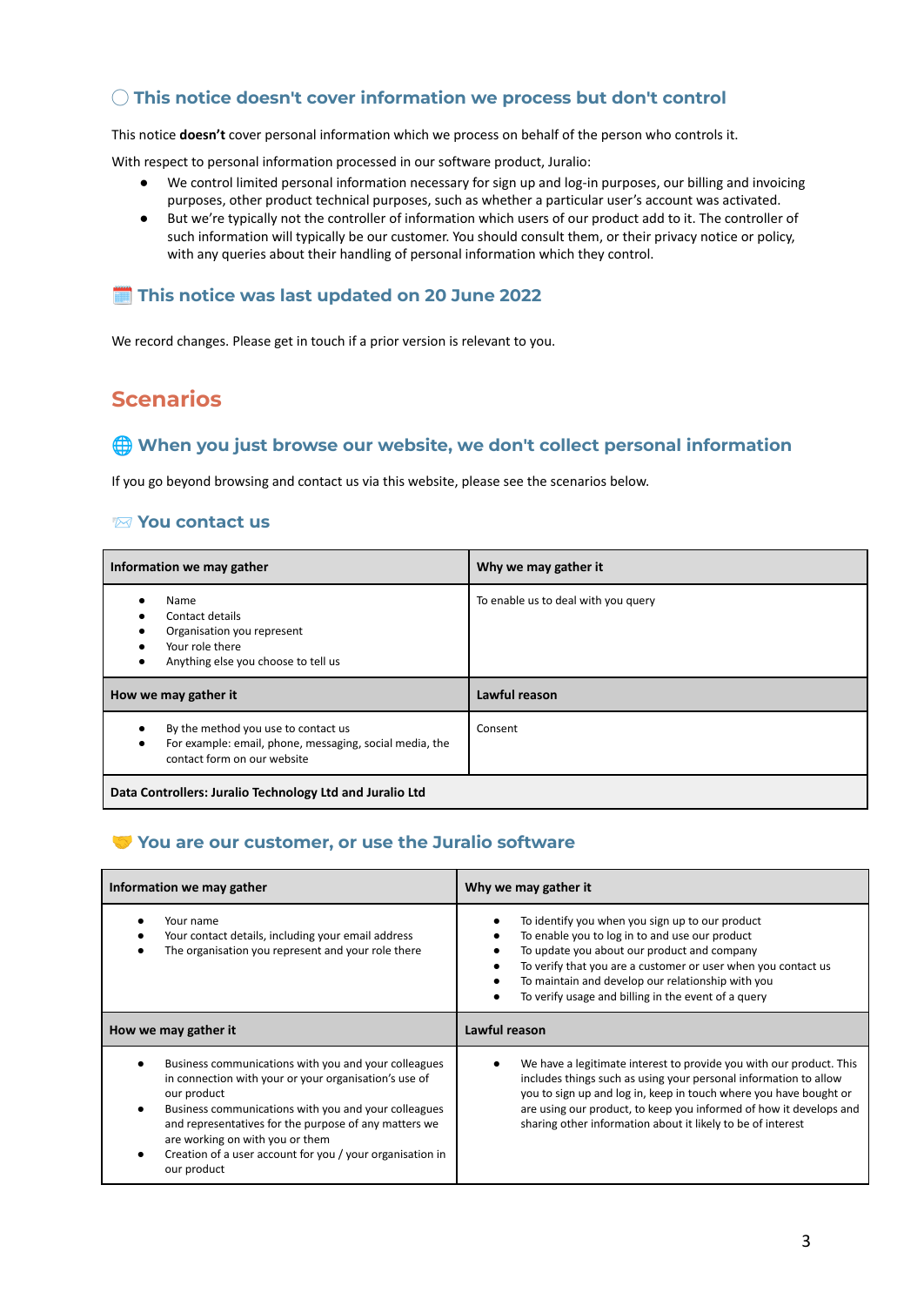## ◯ This notice doesn't cover information we process but don't control

This notice **doesn't** cover personal information which we process on behalf of the person who controls it.

With respect to personal information processed in our software product, Juralio:

- We control limited personal information necessary for sign up and log-in purposes, our billing and invoicing purposes, other product technical purposes, such as whether a particular user's account was activated.
- But we're typically not the controller of information which users of our product add to it. The controller of such information will typically be our customer. You should consult them, or their privacy notice or policy, with any queries about their handling of personal information which they control.

## 🗓️ This notice was last updated on 20 June 2022

We record changes. Please get in touch if a prior version is relevant to you.

# Scenarios

## 🌐 When you just browse our website, we don't collect personal information

If you go beyond browsing and contact us via this website, please see the scenarios below.

### 📨 You contact us

| Information we may gather | Why we may gather it |
|---|---|
| • Name<br>• Contact details<br>• Organisation you represent<br>• Your role there<br>• Anything else you choose to tell us | To enable us to deal with you query |
| **How we may gather it** | **Lawful reason** |
| • By the method you use to contact us<br>• For example: email, phone, messaging, social media, the contact form on our website | Consent |
| **Data Controllers: Juralio Technology Ltd and Juralio Ltd** | |

### 🤝 You are our customer, or use the Juralio software

| Information we may gather | Why we may gather it |
|---|---|
| • Your name<br>• Your contact details, including your email address<br>• The organisation you represent and your role there | • To identify you when you sign up to our product<br>• To enable you to log in to and use our product<br>• To update you about our product and company<br>• To verify that you are a customer or user when you contact us<br>• To maintain and develop our relationship with you<br>• To verify usage and billing in the event of a query |
| **How we may gather it** | **Lawful reason** |
| • Business communications with you and your colleagues in connection with your or your organisation's use of our product<br>• Business communications with you and your colleagues and representatives for the purpose of any matters we are working on with you or them<br>• Creation of a user account for you / your organisation in our product | • We have a legitimate interest to provide you with our product. This includes things such as using your personal information to allow you to sign up and log in, keep in touch where you have bought or are using our product, to keep you informed of how it develops and sharing other information about it likely to be of interest |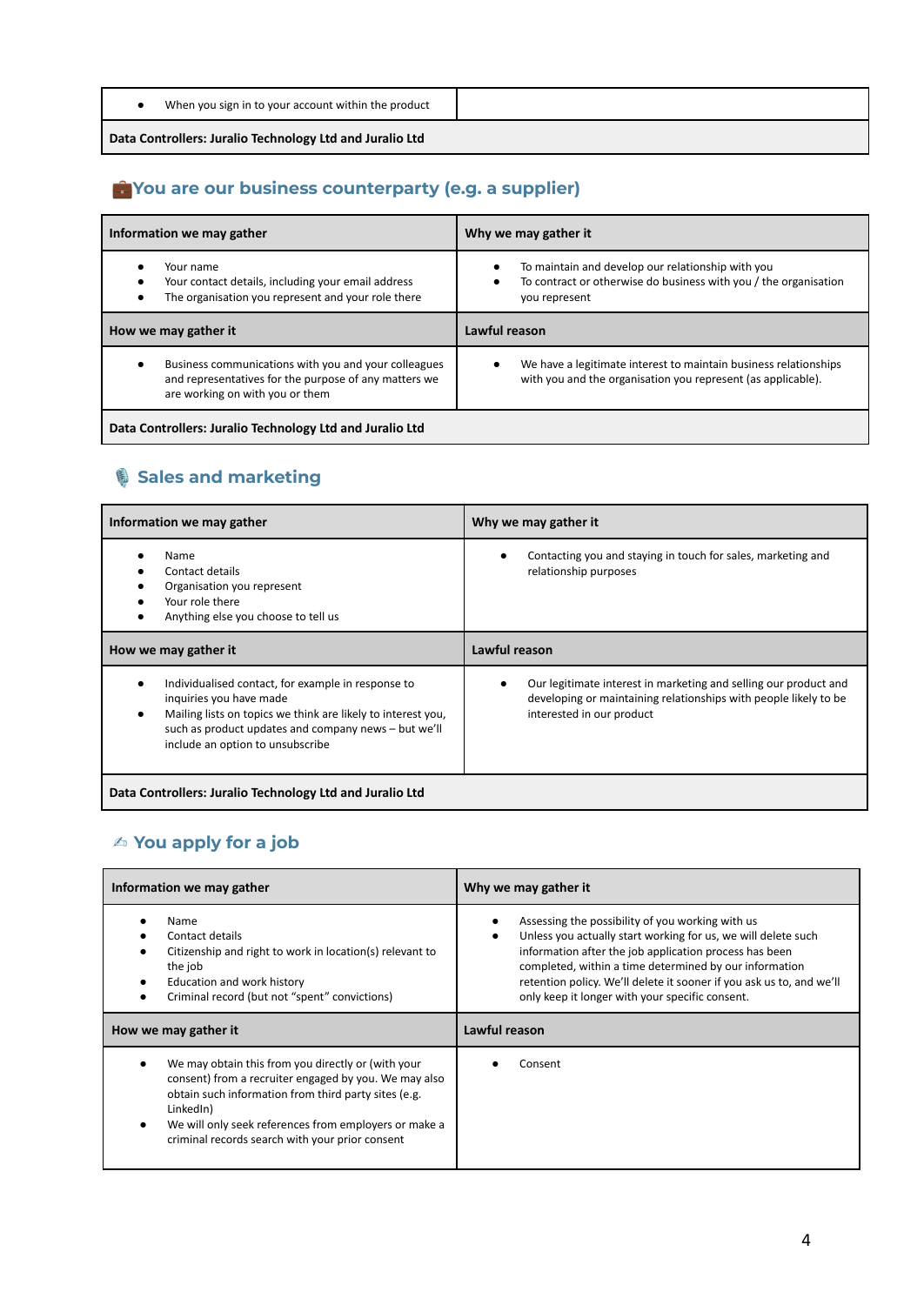| | |
|---|---|
| • When you sign in to your account within the product | |
| **Data Controllers: Juralio Technology Ltd and Juralio Ltd** | |

## 💼You are our business counterparty (e.g. a supplier)

| Information we may gather | Why we may gather it |
|---|---|
| • Your name<br>• Your contact details, including your email address<br>• The organisation you represent and your role there | • To maintain and develop our relationship with you<br>• To contract or otherwise do business with you / the organisation you represent |
| **How we may gather it** | **Lawful reason** |
| • Business communications with you and your colleagues and representatives for the purpose of any matters we are working on with you or them | • We have a legitimate interest to maintain business relationships with you and the organisation you represent (as applicable). |
| **Data Controllers: Juralio Technology Ltd and Juralio Ltd** | |

## 🎙️ Sales and marketing

| Information we may gather | Why we may gather it |
|---|---|
| • Name<br>• Contact details<br>• Organisation you represent<br>• Your role there<br>• Anything else you choose to tell us | • Contacting you and staying in touch for sales, marketing and relationship purposes |
| **How we may gather it** | **Lawful reason** |
| • Individualised contact, for example in response to inquiries you have made<br>• Mailing lists on topics we think are likely to interest you, such as product updates and company news – but we'll include an option to unsubscribe | • Our legitimate interest in marketing and selling our product and developing or maintaining relationships with people likely to be interested in our product |
| **Data Controllers: Juralio Technology Ltd and Juralio Ltd** | |

## ✍ You apply for a job

| Information we may gather | Why we may gather it |
|---|---|
| • Name<br>• Contact details<br>• Citizenship and right to work in location(s) relevant to the job<br>• Education and work history<br>• Criminal record (but not "spent" convictions) | • Assessing the possibility of you working with us<br>• Unless you actually start working for us, we will delete such information after the job application process has been completed, within a time determined by our information retention policy. We'll delete it sooner if you ask us to, and we'll only keep it longer with your specific consent. |
| **How we may gather it** | **Lawful reason** |
| • We may obtain this from you directly or (with your consent) from a recruiter engaged by you. We may also obtain such information from third party sites (e.g. LinkedIn)<br>• We will only seek references from employers or make a criminal records search with your prior consent | • Consent |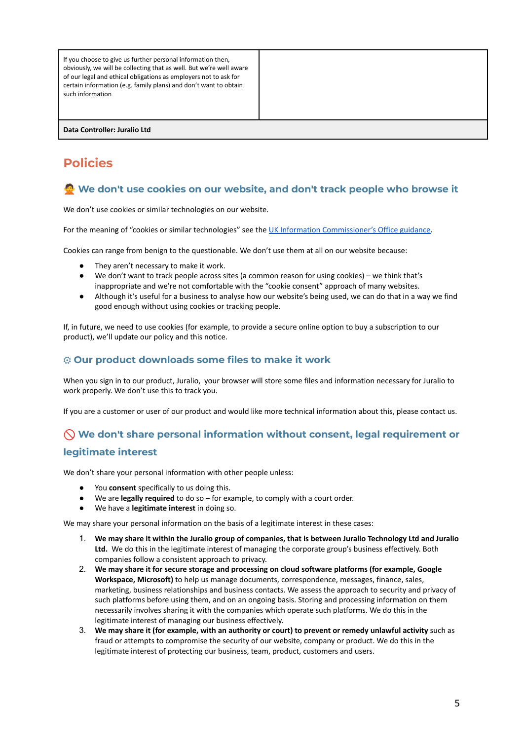| If you choose to give us further personal information then, obviously, we will be collecting that as well. But we're well aware of our legal and ethical obligations as employers not to ask for certain information (e.g. family plans) and don't want to obtain such information | |
|---|---|
| **Data Controller: Juralio Ltd** | |

# Policies

## 🙅 We don't use cookies on our website, and don't track people who browse it

We don't use cookies or similar technologies on our website.

For the meaning of "cookies or similar technologies" see the [UK Information Commissioner's Office guidance](#).

Cookies can range from benign to the questionable. We don't use them at all on our website because:

- They aren't necessary to make it work.
- We don't want to track people across sites (a common reason for using cookies) – we think that's inappropriate and we're not comfortable with the "cookie consent" approach of many websites.
- Although it's useful for a business to analyse how our website's being used, we can do that in a way we find good enough without using cookies or tracking people.

If, in future, we need to use cookies (for example, to provide a secure online option to buy a subscription to our product), we'll update our policy and this notice.

## ⚙ Our product downloads some files to make it work

When you sign in to our product, Juralio, your browser will store some files and information necessary for Juralio to work properly. We don't use this to track you.

If you are a customer or user of our product and would like more technical information about this, please contact us.

## 🚫 We don't share personal information without consent, legal requirement or legitimate interest

We don't share your personal information with other people unless:

- You **consent** specifically to us doing this.
- We are **legally required** to do so – for example, to comply with a court order.
- We have a **legitimate interest** in doing so.

We may share your personal information on the basis of a legitimate interest in these cases:

1. **We may share it within the Juralio group of companies, that is between Juralio Technology Ltd and Juralio Ltd.** We do this in the legitimate interest of managing the corporate group's business effectively. Both companies follow a consistent approach to privacy.
2. **We may share it for secure storage and processing on cloud software platforms (for example, Google Workspace, Microsoft)** to help us manage documents, correspondence, messages, finance, sales, marketing, business relationships and business contacts. We assess the approach to security and privacy of such platforms before using them, and on an ongoing basis. Storing and processing information on them necessarily involves sharing it with the companies which operate such platforms. We do this in the legitimate interest of managing our business effectively.
3. **We may share it (for example, with an authority or court) to prevent or remedy unlawful activity** such as fraud or attempts to compromise the security of our website, company or product. We do this in the legitimate interest of protecting our business, team, product, customers and users.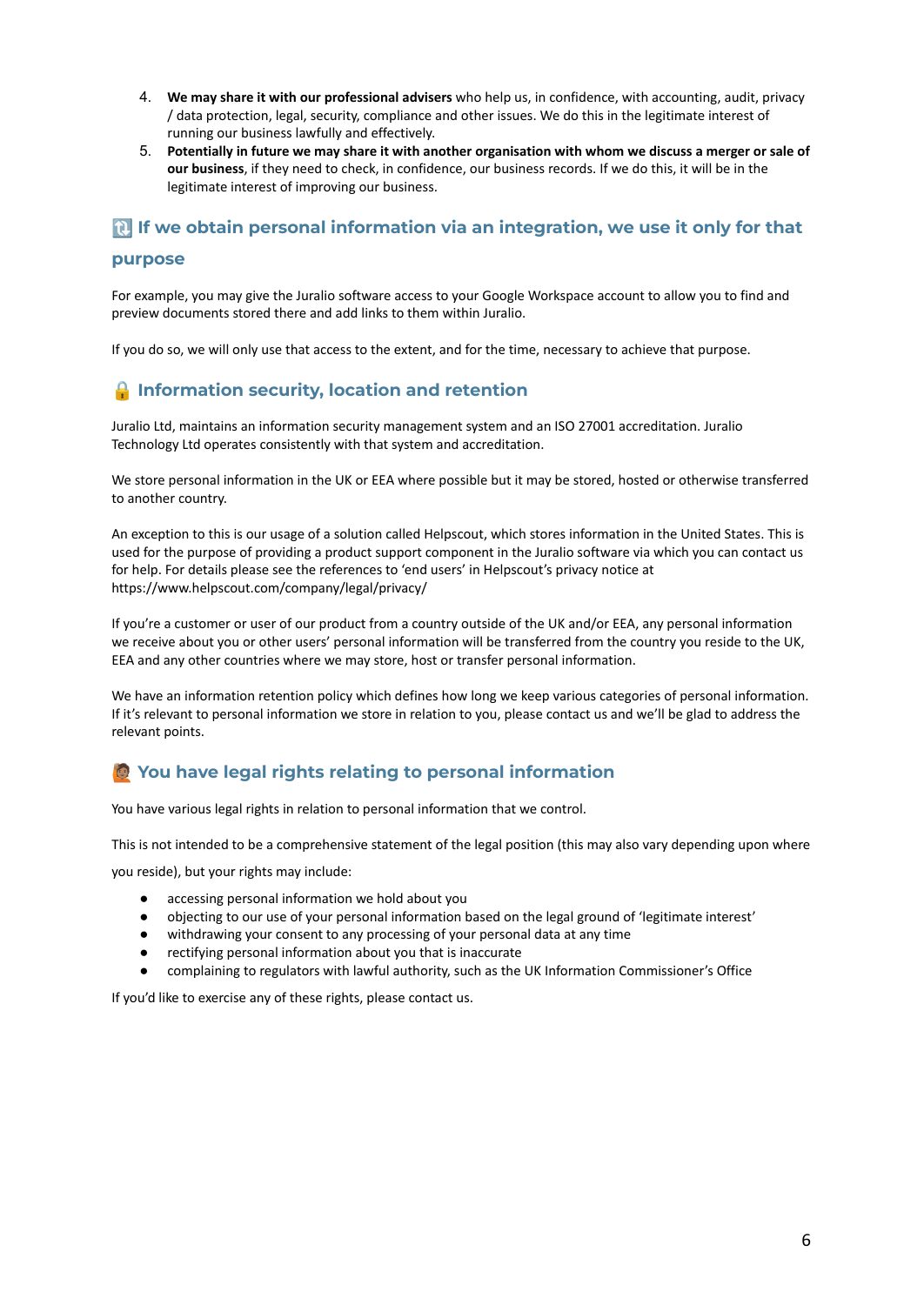4. **We may share it with our professional advisers** who help us, in confidence, with accounting, audit, privacy / data protection, legal, security, compliance and other issues. We do this in the legitimate interest of running our business lawfully and effectively.
5. **Potentially in future we may share it with another organisation with whom we discuss a merger or sale of our business**, if they need to check, in confidence, our business records. If we do this, it will be in the legitimate interest of improving our business.

## 🔃 If we obtain personal information via an integration, we use it only for that purpose

For example, you may give the Juralio software access to your Google Workspace account to allow you to find and preview documents stored there and add links to them within Juralio.

If you do so, we will only use that access to the extent, and for the time, necessary to achieve that purpose.

## 🔒 Information security, location and retention

Juralio Ltd, maintains an information security management system and an ISO 27001 accreditation. Juralio Technology Ltd operates consistently with that system and accreditation.

We store personal information in the UK or EEA where possible but it may be stored, hosted or otherwise transferred to another country.

An exception to this is our usage of a solution called Helpscout, which stores information in the United States. This is used for the purpose of providing a product support component in the Juralio software via which you can contact us for help. For details please see the references to 'end users' in Helpscout's privacy notice at https://www.helpscout.com/company/legal/privacy/

If you're a customer or user of our product from a country outside of the UK and/or EEA, any personal information we receive about you or other users' personal information will be transferred from the country you reside to the UK, EEA and any other countries where we may store, host or transfer personal information.

We have an information retention policy which defines how long we keep various categories of personal information. If it's relevant to personal information we store in relation to you, please contact us and we'll be glad to address the relevant points.

## 🙋 You have legal rights relating to personal information

You have various legal rights in relation to personal information that we control.

This is not intended to be a comprehensive statement of the legal position (this may also vary depending upon where you reside), but your rights may include:

- accessing personal information we hold about you
- objecting to our use of your personal information based on the legal ground of 'legitimate interest'
- withdrawing your consent to any processing of your personal data at any time
- rectifying personal information about you that is inaccurate
- complaining to regulators with lawful authority, such as the UK Information Commissioner's Office

If you'd like to exercise any of these rights, please contact us.